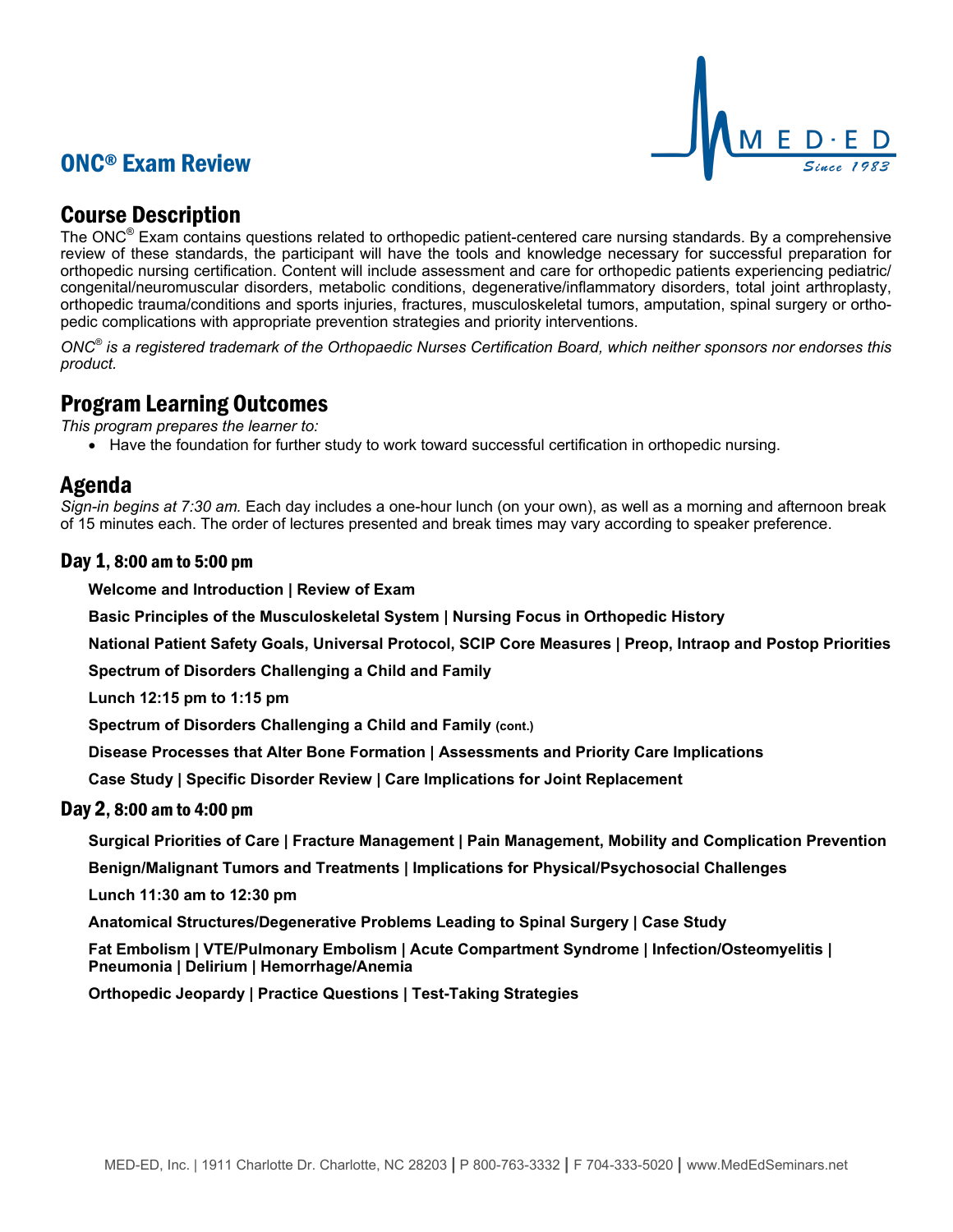# ONC® Exam Review

## Course Description

The ONC® Exam contains questions related to orthopedic patient-centered care nursing standards. By a comprehensive review of these standards, the participant will have the tools and knowledge necessary for successful preparation for orthopedic nursing certification. Content will include assessment and care for orthopedic patients experiencing pediatric/congenital/neuromuscular disorders, metabolic conditions, degenerative/inflammatory disorders, total joint arthroplasty, orthopedic trauma/conditions and sports injuries, fractures, musculoskeletal tumors, amputation, spinal surgery or orthopedic complications with appropriate prevention strategies and priority interventions.

*ONC® is a registered trademark of the Orthopaedic Nurses Certification Board, which neither sponsors nor endorses this product.*

## Program Learning Outcomes

*This program prepares the learner to:*

- Have the foundation for further study to work toward successful certification in orthopedic nursing.

## Agenda

*Sign-in begins at 7:30 am.* Each day includes a one-hour lunch (on your own), as well as a morning and afternoon break of 15 minutes each. The order of lectures presented and break times may vary according to speaker preference.

### Day 1, 8:00 am to 5:00 pm

**Welcome and Introduction | Review of Exam**

**Basic Principles of the Musculoskeletal System | Nursing Focus in Orthopedic History**

**National Patient Safety Goals, Universal Protocol, SCIP Core Measures | Preop, Intraop and Postop Priorities**

**Spectrum of Disorders Challenging a Child and Family**

**Lunch 12:15 pm to 1:15 pm**

**Spectrum of Disorders Challenging a Child and Family (cont.)**

**Disease Processes that Alter Bone Formation | Assessments and Priority Care Implications**

**Case Study | Specific Disorder Review | Care Implications for Joint Replacement**

### Day 2, 8:00 am to 4:00 pm

**Surgical Priorities of Care | Fracture Management | Pain Management, Mobility and Complication Prevention**

**Benign/Malignant Tumors and Treatments | Implications for Physical/Psychosocial Challenges**

**Lunch 11:30 am to 12:30 pm**

**Anatomical Structures/Degenerative Problems Leading to Spinal Surgery | Case Study**

**Fat Embolism | VTE/Pulmonary Embolism | Acute Compartment Syndrome | Infection/Osteomyelitis | Pneumonia | Delirium | Hemorrhage/Anemia**

**Orthopedic Jeopardy | Practice Questions | Test-Taking Strategies**

MED-ED, Inc. | 1911 Charlotte Dr. Charlotte, NC 28203 | P 800-763-3332 | F 704-333-5020 | www.MedEdSeminars.net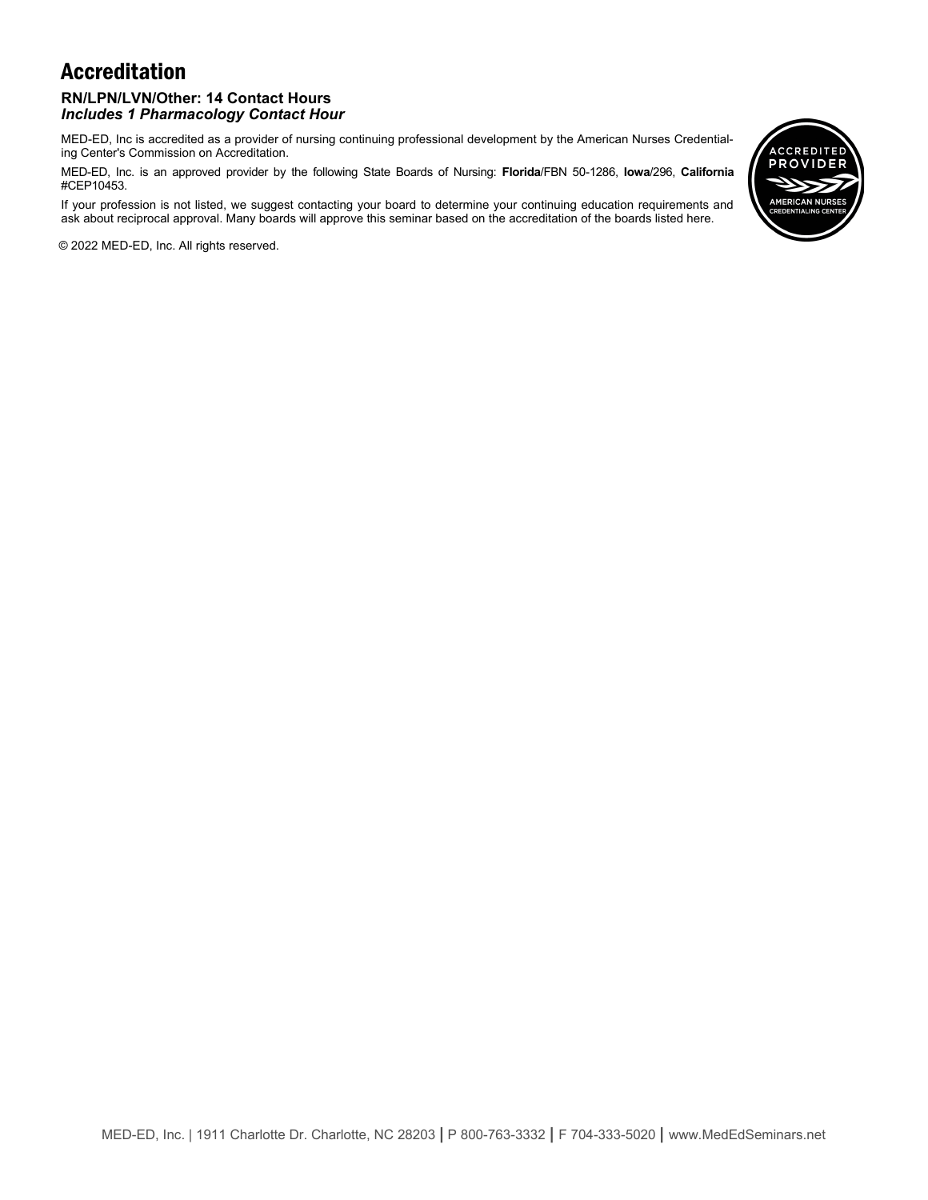## Accreditation

**RN/LPN/LVN/Other: 14 Contact Hours**
***Includes 1 Pharmacology Contact Hour***

MED-ED, Inc is accredited as a provider of nursing continuing professional development by the American Nurses Credentialing Center's Commission on Accreditation.

MED-ED, Inc. is an approved provider by the following State Boards of Nursing: **Florida**/FBN 50-1286, **Iowa**/296, **California** #CEP10453.

If your profession is not listed, we suggest contacting your board to determine your continuing education requirements and ask about reciprocal approval. Many boards will approve this seminar based on the accreditation of the boards listed here.

© 2022 MED-ED, Inc. All rights reserved.

MED-ED, Inc. | 1911 Charlotte Dr. Charlotte, NC 28203 | P 800-763-3332 | F 704-333-5020 | www.MedEdSeminars.net